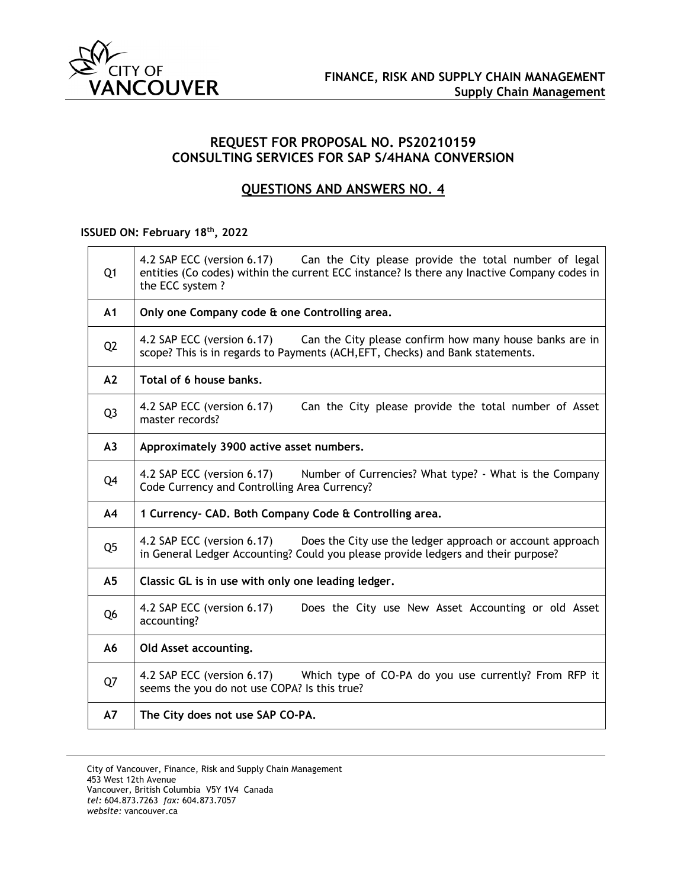**FINANCE, RISK AND SUPPLY CHAIN MANAGEMENT**
**Supply Chain Management**

## REQUEST FOR PROPOSAL NO. PS20210159
## CONSULTING SERVICES FOR SAP S/4HANA CONVERSION

## QUESTIONS AND ANSWERS NO. 4

**ISSUED ON: February 18th, 2022**

| | |
|---|---|
| Q1 | 4.2 SAP ECC (version 6.17) Can the City please provide the total number of legal entities (Co codes) within the current ECC instance? Is there any Inactive Company codes in the ECC system ? |
| **A1** | **Only one Company code & one Controlling area.** |
| Q2 | 4.2 SAP ECC (version 6.17) Can the City please confirm how many house banks are in scope? This is in regards to Payments (ACH,EFT, Checks) and Bank statements. |
| **A2** | **Total of 6 house banks.** |
| Q3 | 4.2 SAP ECC (version 6.17) Can the City please provide the total number of Asset master records? |
| **A3** | **Approximately 3900 active asset numbers.** |
| Q4 | 4.2 SAP ECC (version 6.17) Number of Currencies? What type? - What is the Company Code Currency and Controlling Area Currency? |
| **A4** | **1 Currency- CAD. Both Company Code & Controlling area.** |
| Q5 | 4.2 SAP ECC (version 6.17) Does the City use the ledger approach or account approach in General Ledger Accounting? Could you please provide ledgers and their purpose? |
| **A5** | **Classic GL is in use with only one leading ledger.** |
| Q6 | 4.2 SAP ECC (version 6.17) Does the City use New Asset Accounting or old Asset accounting? |
| **A6** | **Old Asset accounting.** |
| Q7 | 4.2 SAP ECC (version 6.17) Which type of CO-PA do you use currently? From RFP it seems the you do not use COPA? Is this true? |
| **A7** | **The City does not use SAP CO-PA.** |

City of Vancouver, Finance, Risk and Supply Chain Management
453 West 12th Avenue
Vancouver, British Columbia V5Y 1V4 Canada
*tel:* 604.873.7263 *fax:* 604.873.7057
*website:* vancouver.ca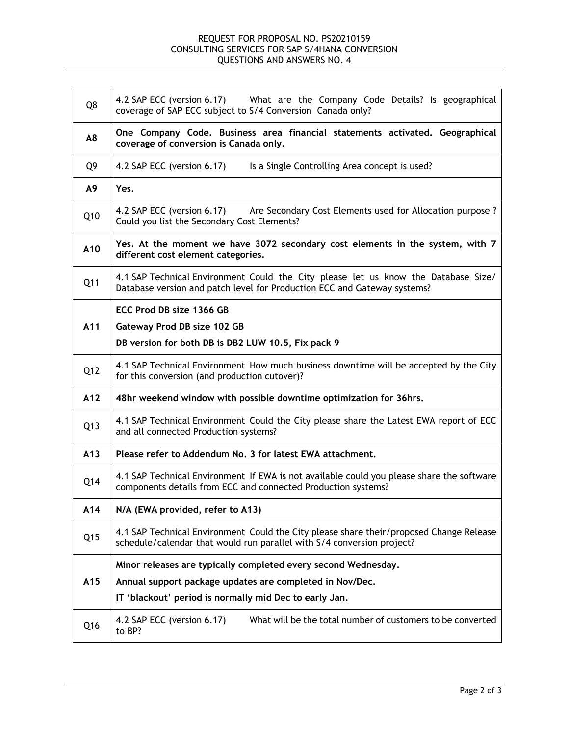| | |
|---|---|
| Q8 | 4.2 SAP ECC (version 6.17) What are the Company Code Details? Is geographical coverage of SAP ECC subject to S/4 Conversion Canada only? |
| **A8** | **One Company Code. Business area financial statements activated. Geographical coverage of conversion is Canada only.** |
| Q9 | 4.2 SAP ECC (version 6.17) Is a Single Controlling Area concept is used? |
| **A9** | **Yes.** |
| Q10 | 4.2 SAP ECC (version 6.17) Are Secondary Cost Elements used for Allocation purpose ? Could you list the Secondary Cost Elements? |
| **A10** | **Yes. At the moment we have 3072 secondary cost elements in the system, with 7 different cost element categories.** |
| Q11 | 4.1 SAP Technical Environment Could the City please let us know the Database Size/ Database version and patch level for Production ECC and Gateway systems? |
| **A11** | **ECC Prod DB size 1366 GB**<br>**Gateway Prod DB size 102 GB**<br>**DB version for both DB is DB2 LUW 10.5, Fix pack 9** |
| Q12 | 4.1 SAP Technical Environment How much business downtime will be accepted by the City for this conversion (and production cutover)? |
| **A12** | **48hr weekend window with possible downtime optimization for 36hrs.** |
| Q13 | 4.1 SAP Technical Environment Could the City please share the Latest EWA report of ECC and all connected Production systems? |
| **A13** | **Please refer to Addendum No. 3 for latest EWA attachment.** |
| Q14 | 4.1 SAP Technical Environment If EWA is not available could you please share the software components details from ECC and connected Production systems? |
| **A14** | **N/A (EWA provided, refer to A13)** |
| Q15 | 4.1 SAP Technical Environment Could the City please share their/proposed Change Release schedule/calendar that would run parallel with S/4 conversion project? |
| **A15** | **Minor releases are typically completed every second Wednesday.**<br>**Annual support package updates are completed in Nov/Dec.**<br>**IT 'blackout' period is normally mid Dec to early Jan.** |
| Q16 | 4.2 SAP ECC (version 6.17) What will be the total number of customers to be converted to BP? |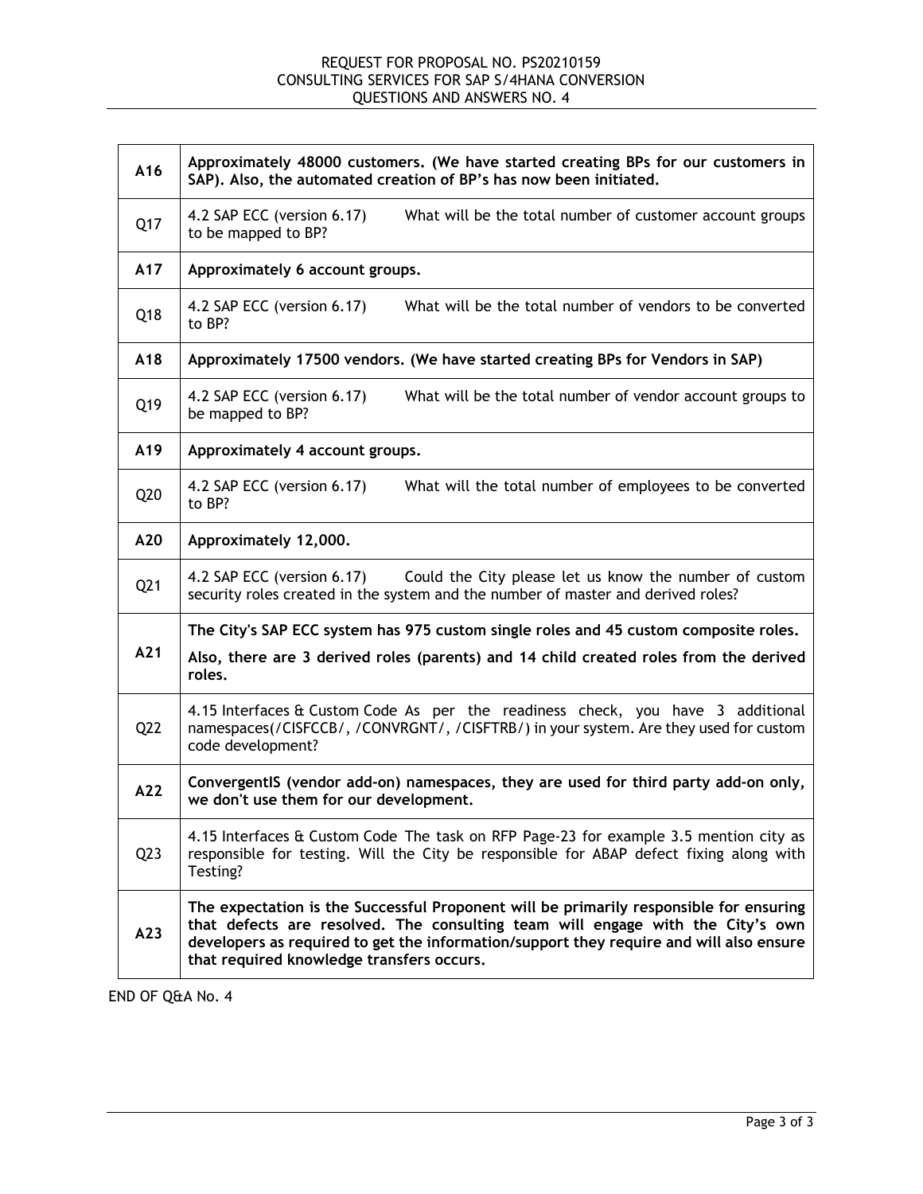| | |
|---|---|
| **A16** | **Approximately 48000 customers. (We have started creating BPs for our customers in SAP). Also, the automated creation of BP's has now been initiated.** |
| Q17 | 4.2 SAP ECC (version 6.17) What will be the total number of customer account groups to be mapped to BP? |
| **A17** | **Approximately 6 account groups.** |
| Q18 | 4.2 SAP ECC (version 6.17) What will be the total number of vendors to be converted to BP? |
| **A18** | **Approximately 17500 vendors. (We have started creating BPs for Vendors in SAP)** |
| Q19 | 4.2 SAP ECC (version 6.17) What will be the total number of vendor account groups to be mapped to BP? |
| **A19** | **Approximately 4 account groups.** |
| Q20 | 4.2 SAP ECC (version 6.17) What will the total number of employees to be converted to BP? |
| **A20** | **Approximately 12,000.** |
| Q21 | 4.2 SAP ECC (version 6.17) Could the City please let us know the number of custom security roles created in the system and the number of master and derived roles? |
| **A21** | **The City's SAP ECC system has 975 custom single roles and 45 custom composite roles.** <br><br> **Also, there are 3 derived roles (parents) and 14 child created roles from the derived roles.** |
| Q22 | 4.15 Interfaces & Custom Code As per the readiness check, you have 3 additional namespaces(/CISFCCB/, /CONVRGNT/, /CISFTRB/) in your system. Are they used for custom code development? |
| **A22** | **ConvergentIS (vendor add-on) namespaces, they are used for third party add-on only, we don't use them for our development.** |
| Q23 | 4.15 Interfaces & Custom Code The task on RFP Page-23 for example 3.5 mention city as responsible for testing. Will the City be responsible for ABAP defect fixing along with Testing? |
| **A23** | **The expectation is the Successful Proponent will be primarily responsible for ensuring that defects are resolved. The consulting team will engage with the City's own developers as required to get the information/support they require and will also ensure that required knowledge transfers occurs.** |

END OF Q&A No. 4